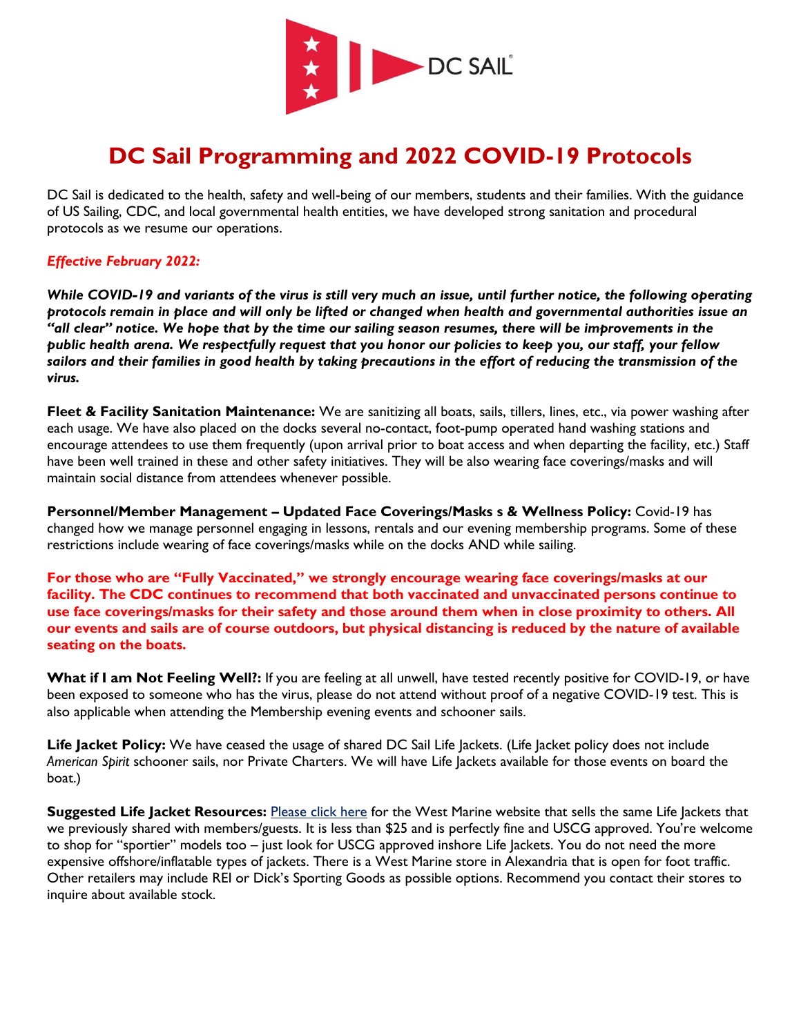# DC Sail Programming and 2022 COVID-19 Protocols

DC Sail is dedicated to the health, safety and well-being of our members, students and their families. With the guidance of US Sailing, CDC, and local governmental health entities, we have developed strong sanitation and procedural protocols as we resume our operations.

***Effective February 2022:***

***While COVID-19 and variants of the virus is still very much an issue, until further notice, the following operating protocols remain in place and will only be lifted or changed when health and governmental authorities issue an "all clear" notice. We hope that by the time our sailing season resumes, there will be improvements in the public health arena. We respectfully request that you honor our policies to keep you, our staff, your fellow sailors and their families in good health by taking precautions in the effort of reducing the transmission of the virus.***

**Fleet & Facility Sanitation Maintenance:** We are sanitizing all boats, sails, tillers, lines, etc., via power washing after each usage. We have also placed on the docks several no-contact, foot-pump operated hand washing stations and encourage attendees to use them frequently (upon arrival prior to boat access and when departing the facility, etc.) Staff have been well trained in these and other safety initiatives. They will be also wearing face coverings/masks and will maintain social distance from attendees whenever possible.

**Personnel/Member Management – Updated Face Coverings/Masks s & Wellness Policy:** Covid-19 has changed how we manage personnel engaging in lessons, rentals and our evening membership programs. Some of these restrictions include wearing of face coverings/masks while on the docks AND while sailing.

**For those who are "Fully Vaccinated," we strongly encourage wearing face coverings/masks at our facility. The CDC continues to recommend that both vaccinated and unvaccinated persons continue to use face coverings/masks for their safety and those around them when in close proximity to others. All our events and sails are of course outdoors, but physical distancing is reduced by the nature of available seating on the boats.**

**What if I am Not Feeling Well?:** If you are feeling at all unwell, have tested recently positive for COVID-19, or have been exposed to someone who has the virus, please do not attend without proof of a negative COVID-19 test. This is also applicable when attending the Membership evening events and schooner sails.

**Life Jacket Policy:** We have ceased the usage of shared DC Sail Life Jackets. (Life Jacket policy does not include *American Spirit* schooner sails, nor Private Charters. We will have Life Jackets available for those events on board the boat.)

**Suggested Life Jacket Resources:** Please click here for the West Marine website that sells the same Life Jackets that we previously shared with members/guests. It is less than $25 and is perfectly fine and USCG approved. You're welcome to shop for "sportier" models too – just look for USCG approved inshore Life Jackets. You do not need the more expensive offshore/inflatable types of jackets. There is a West Marine store in Alexandria that is open for foot traffic. Other retailers may include REI or Dick's Sporting Goods as possible options. Recommend you contact their stores to inquire about available stock.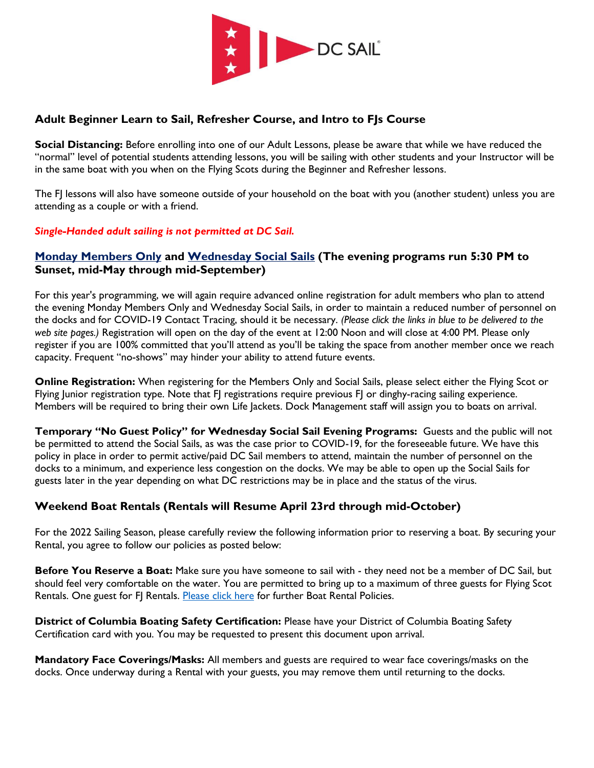## Adult Beginner Learn to Sail, Refresher Course, and Intro to FJs Course

**Social Distancing:** Before enrolling into one of our Adult Lessons, please be aware that while we have reduced the "normal" level of potential students attending lessons, you will be sailing with other students and your Instructor will be in the same boat with you when on the Flying Scots during the Beginner and Refresher lessons.

The FJ lessons will also have someone outside of your household on the boat with you (another student) unless you are attending as a couple or with a friend.

***Single-Handed adult sailing is not permitted at DC Sail.***

## [Monday Members Only]() and [Wednesday Social Sails]() (The evening programs run 5:30 PM to Sunset, mid-May through mid-September)

For this year's programming, we will again require advanced online registration for adult members who plan to attend the evening Monday Members Only and Wednesday Social Sails, in order to maintain a reduced number of personnel on the docks and for COVID-19 Contact Tracing, should it be necessary. *(Please click the links in blue to be delivered to the web site pages.)* Registration will open on the day of the event at 12:00 Noon and will close at 4:00 PM. Please only register if you are 100% committed that you'll attend as you'll be taking the space from another member once we reach capacity. Frequent "no-shows" may hinder your ability to attend future events.

**Online Registration:** When registering for the Members Only and Social Sails, please select either the Flying Scot or Flying Junior registration type. Note that FJ registrations require previous FJ or dinghy-racing sailing experience. Members will be required to bring their own Life Jackets. Dock Management staff will assign you to boats on arrival.

**Temporary "No Guest Policy" for Wednesday Social Sail Evening Programs:** Guests and the public will not be permitted to attend the Social Sails, as was the case prior to COVID-19, for the foreseeable future. We have this policy in place in order to permit active/paid DC Sail members to attend, maintain the number of personnel on the docks to a minimum, and experience less congestion on the docks. We may be able to open up the Social Sails for guests later in the year depending on what DC restrictions may be in place and the status of the virus.

## Weekend Boat Rentals (Rentals will Resume April 23rd through mid-October)

For the 2022 Sailing Season, please carefully review the following information prior to reserving a boat. By securing your Rental, you agree to follow our policies as posted below:

**Before You Reserve a Boat:** Make sure you have someone to sail with - they need not be a member of DC Sail, but should feel very comfortable on the water. You are permitted to bring up to a maximum of three guests for Flying Scot Rentals. One guest for FJ Rentals. [Please click here]() for further Boat Rental Policies.

**District of Columbia Boating Safety Certification:** Please have your District of Columbia Boating Safety Certification card with you. You may be requested to present this document upon arrival.

**Mandatory Face Coverings/Masks:** All members and guests are required to wear face coverings/masks on the docks. Once underway during a Rental with your guests, you may remove them until returning to the docks.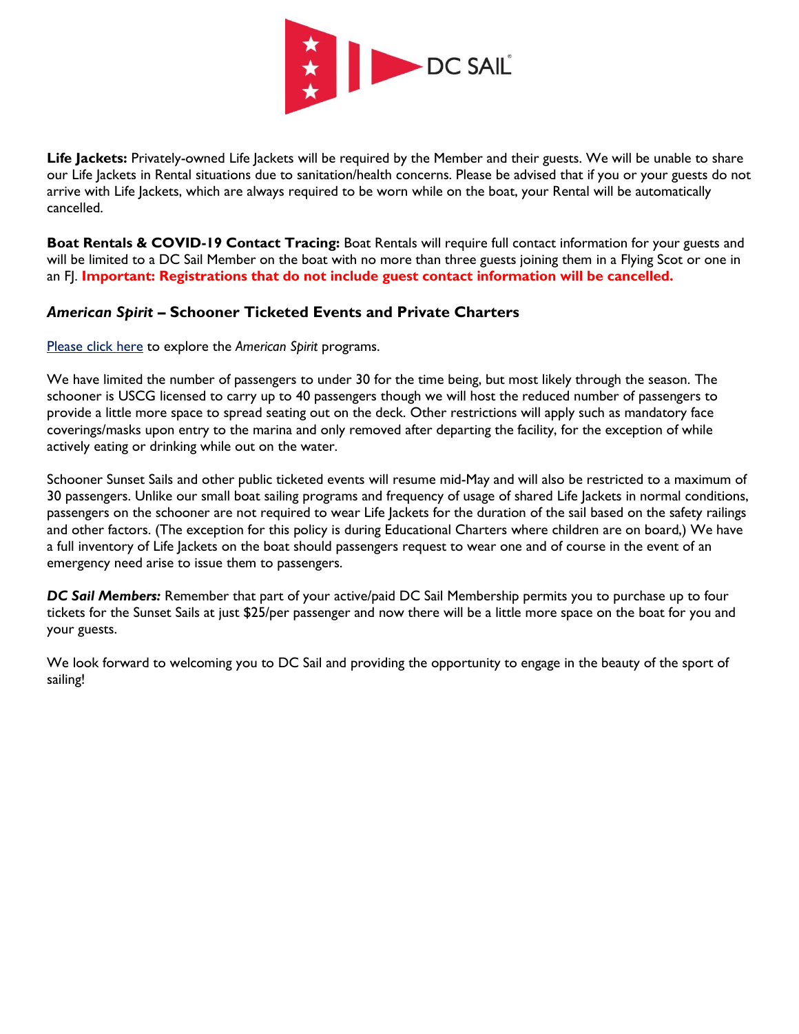**Life Jackets:** Privately-owned Life Jackets will be required by the Member and their guests. We will be unable to share our Life Jackets in Rental situations due to sanitation/health concerns. Please be advised that if you or your guests do not arrive with Life Jackets, which are always required to be worn while on the boat, your Rental will be automatically cancelled.

**Boat Rentals & COVID-19 Contact Tracing:** Boat Rentals will require full contact information for your guests and will be limited to a DC Sail Member on the boat with no more than three guests joining them in a Flying Scot or one in an FJ. **Important: Registrations that do not include guest contact information will be cancelled.**

### *American Spirit* – Schooner Ticketed Events and Private Charters

Please click here to explore the *American Spirit* programs.

We have limited the number of passengers to under 30 for the time being, but most likely through the season. The schooner is USCG licensed to carry up to 40 passengers though we will host the reduced number of passengers to provide a little more space to spread seating out on the deck. Other restrictions will apply such as mandatory face coverings/masks upon entry to the marina and only removed after departing the facility, for the exception of while actively eating or drinking while out on the water.

Schooner Sunset Sails and other public ticketed events will resume mid-May and will also be restricted to a maximum of 30 passengers. Unlike our small boat sailing programs and frequency of usage of shared Life Jackets in normal conditions, passengers on the schooner are not required to wear Life Jackets for the duration of the sail based on the safety railings and other factors. (The exception for this policy is during Educational Charters where children are on board,) We have a full inventory of Life Jackets on the boat should passengers request to wear one and of course in the event of an emergency need arise to issue them to passengers.

***DC Sail Members:*** Remember that part of your active/paid DC Sail Membership permits you to purchase up to four tickets for the Sunset Sails at just $25/per passenger and now there will be a little more space on the boat for you and your guests.

We look forward to welcoming you to DC Sail and providing the opportunity to engage in the beauty of the sport of sailing!